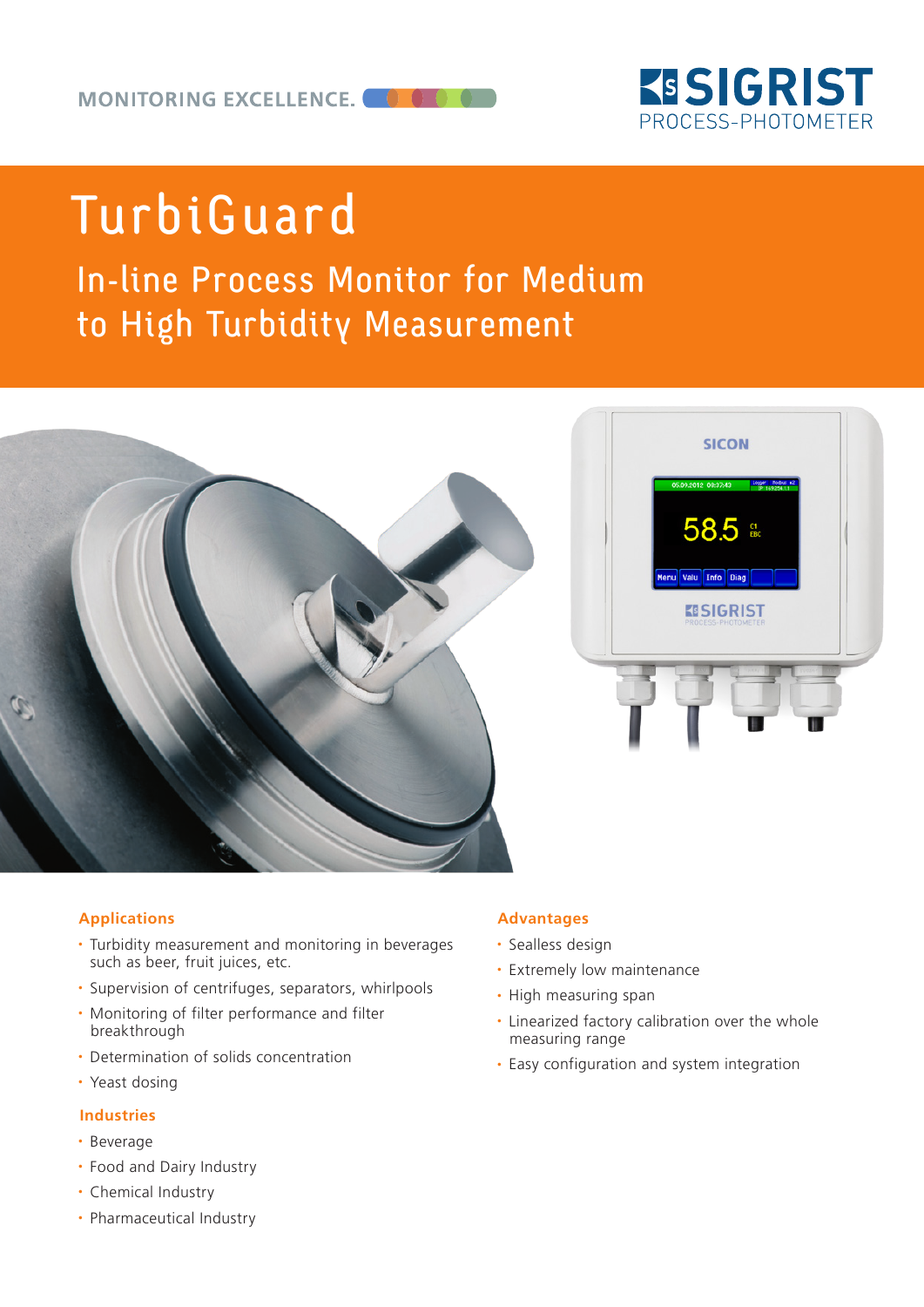MONITORING EXCELLENCE.

SIGRIST PROCESS-PHOTOMETER

# TurbiGuard

## In-line Process Monitor for Medium to High Turbidity Measurement

### Applications

- Turbidity measurement and monitoring in beverages such as beer, fruit juices, etc.
- Supervision of centrifuges, separators, whirlpools
- Monitoring of filter performance and filter breakthrough
- Determination of solids concentration
- Yeast dosing

### Industries

- Beverage
- Food and Dairy Industry
- Chemical Industry
- Pharmaceutical Industry

### Advantages

- Sealless design
- Extremely low maintenance
- High measuring span
- Linearized factory calibration over the whole measuring range
- Easy configuration and system integration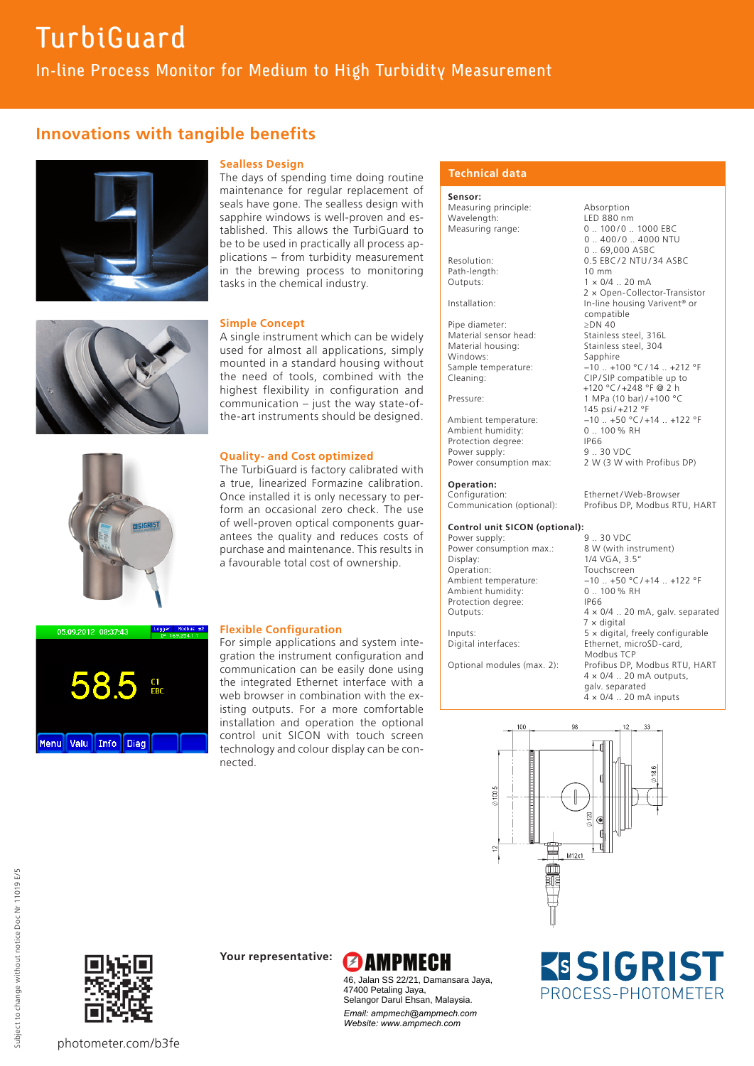# TurbiGuard

In-line Process Monitor for Medium to High Turbidity Measurement

## Innovations with tangible benefits

### Sealless Design

The days of spending time doing routine maintenance for regular replacement of seals have gone. The sealless design with sapphire windows is well-proven and established. This allows the TurbiGuard to be to be used in practically all process applications – from turbidity measurement in the brewing process to monitoring tasks in the chemical industry.

### Simple Concept

A single instrument which can be widely used for almost all applications, simply mounted in a standard housing without the need of tools, combined with the highest flexibility in configuration and communication – just the way state-of-the-art instruments should be designed.

### Quality- and Cost optimized

The TurbiGuard is factory calibrated with a true, linearized Formazine calibration. Once installed it is only necessary to perform an occasional zero check. The use of well-proven optical components guarantees the quality and reduces costs of purchase and maintenance. This results in a favourable total cost of ownership.

### Flexible Configuration

For simple applications and system integration the instrument configuration and communication can be easily done using the integrated Ethernet interface with a web browser in combination with the existing outputs. For a more comfortable installation and operation the optional control unit SICON with touch screen technology and colour display can be connected.

## Technical data

| | |
|---|---|
| **Sensor:** | |
| Measuring principle: | Absorption |
| Wavelength: | LED 880 nm |
| Measuring range: | 0 .. 100/0 .. 1000 EBC<br>0 .. 400/0 .. 4000 NTU<br>0 .. 69,000 ASBC |
| Resolution: | 0.5 EBC/2 NTU/34 ASBC |
| Path-length: | 10 mm |
| Outputs: | 1 × 0/4 .. 20 mA<br>2 × Open-Collector-Transistor |
| Installation: | In-line housing Varivent® or compatible |
| Pipe diameter: | ≥DN 40 |
| Material sensor head: | Stainless steel, 316L |
| Material housing: | Stainless steel, 304 |
| Windows: | Sapphire |
| Sample temperature: | −10 .. +100 °C/14 .. +212 °F |
| Cleaning: | CIP/SIP compatible up to +120 °C/+248 °F @ 2 h |
| Pressure: | 1 MPa (10 bar)/+100 °C<br>145 psi/+212 °F |
| Ambient temperature: | −10 .. +50 °C/+14 .. +122 °F |
| Ambient humidity: | 0 .. 100 % RH |
| Protection degree: | IP66 |
| Power supply: | 9 .. 30 VDC |
| Power consumption max: | 2 W (3 W with Profibus DP) |
| **Operation:** | |
| Configuration: | Ethernet/Web-Browser |
| Communication (optional): | Profibus DP, Modbus RTU, HART |
| **Control unit SICON (optional):** | |
| Power supply: | 9 .. 30 VDC |
| Power consumption max.: | 8 W (with instrument) |
| Display: | 1/4 VGA, 3.5" |
| Operation: | Touchscreen |
| Ambient temperature: | −10 .. +50 °C/+14 .. +122 °F |
| Ambient humidity: | 0 .. 100 % RH |
| Protection degree: | IP66 |
| Outputs: | 4 × 0/4 .. 20 mA, galv. separated<br>7 × digital |
| Inputs: | 5 × digital, freely configurable |
| Digital interfaces: | Ethernet, microSD-card, Modbus TCP |
| Optional modules (max. 2): | Profibus DP, Modbus RTU, HART<br>4 × 0/4 .. 20 mA outputs, galv. separated<br>4 × 0/4 .. 20 mA inputs |

100
98
12
33
⌀100.5
⌀120
⌀18.6
12
M12x1

Your representative:

AMPMECH
46, Jalan SS 22/21, Damansara Jaya,
47400 Petaling Jaya,
Selangor Darul Ehsan, Malaysia.
*Email: ampmech@ampmech.com*
*Website: www.ampmech.com*

SIGRIST PROCESS-PHOTOMETER

photometer.com/b3fe

Subject to change without notice Doc Nr 11019 E/5